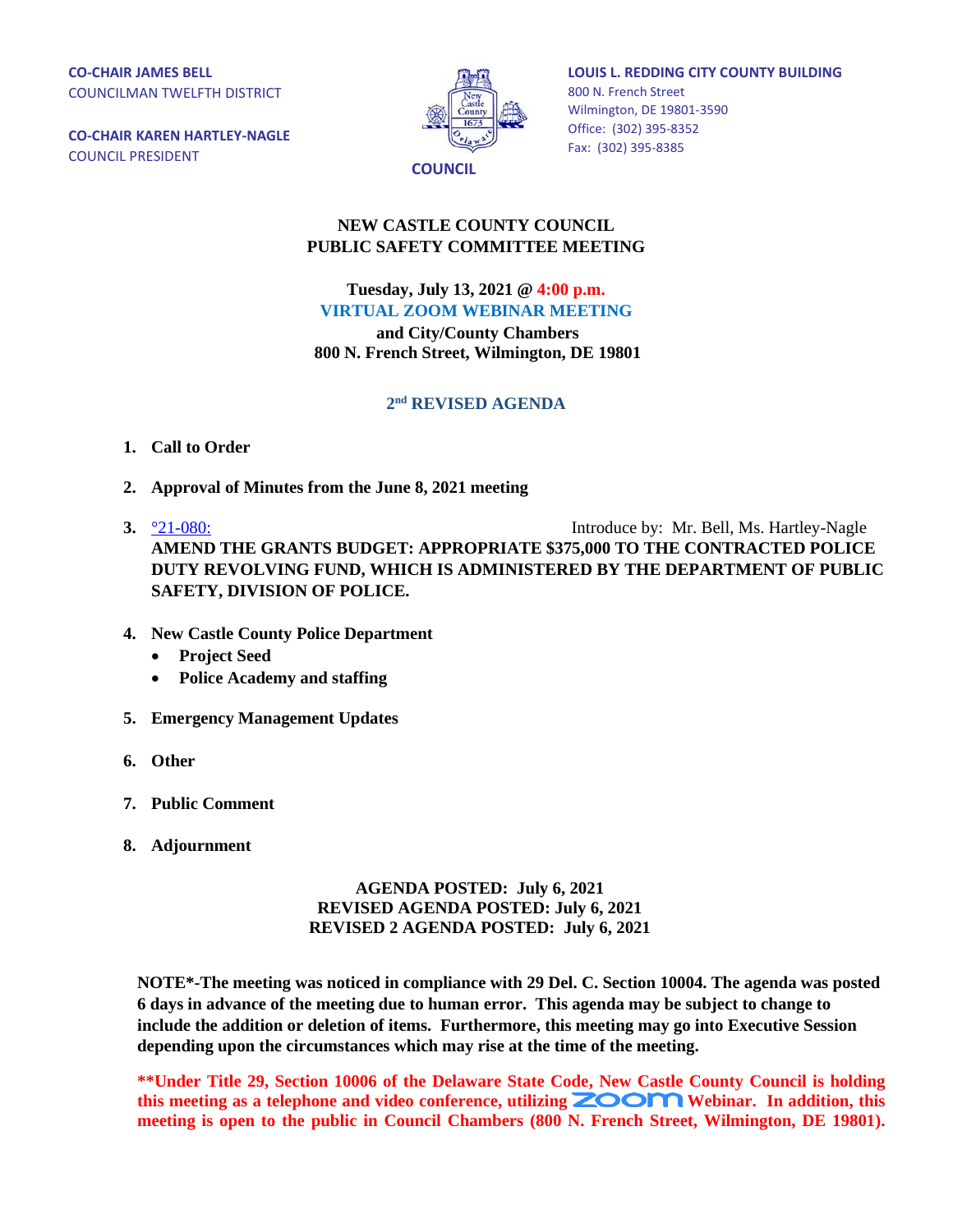**CO-CHAIR JAMES BELL**
COUNCILMAN TWELFTH DISTRICT

**CO-CHAIR KAREN HARTLEY-NAGLE**
COUNCIL PRESIDENT

**COUNCIL**

**LOUIS L. REDDING CITY COUNTY BUILDING**
800 N. French Street
Wilmington, DE 19801-3590
Office: (302) 395-8352
Fax: (302) 395-8385

# NEW CASTLE COUNTY COUNCIL
# PUBLIC SAFETY COMMITTEE MEETING

**Tuesday, July 13, 2021 @ 4:00 p.m.**
**VIRTUAL ZOOM WEBINAR MEETING**
**and City/County Chambers**
**800 N. French Street, Wilmington, DE 19801**

## 2nd REVISED AGENDA

1. **Call to Order**

2. **Approval of Minutes from the June 8, 2021 meeting**

3. °21-080: Introduce by: Mr. Bell, Ms. Hartley-Nagle
   **AMEND THE GRANTS BUDGET: APPROPRIATE $375,000 TO THE CONTRACTED POLICE DUTY REVOLVING FUND, WHICH IS ADMINISTERED BY THE DEPARTMENT OF PUBLIC SAFETY, DIVISION OF POLICE.**

4. **New Castle County Police Department**
   - **Project Seed**
   - **Police Academy and staffing**

5. **Emergency Management Updates**

6. **Other**

7. **Public Comment**

8. **Adjournment**

**AGENDA POSTED: July 6, 2021**
**REVISED AGENDA POSTED: July 6, 2021**
**REVISED 2 AGENDA POSTED: July 6, 2021**

**NOTE*-The meeting was noticed in compliance with 29 Del. C. Section 10004. The agenda was posted 6 days in advance of the meeting due to human error. This agenda may be subject to change to include the addition or deletion of items. Furthermore, this meeting may go into Executive Session depending upon the circumstances which may rise at the time of the meeting.**

****Under Title 29, Section 10006 of the Delaware State Code, New Castle County Council is holding this meeting as a telephone and video conference, utilizing ZOOM Webinar. In addition, this meeting is open to the public in Council Chambers (800 N. French Street, Wilmington, DE 19801).**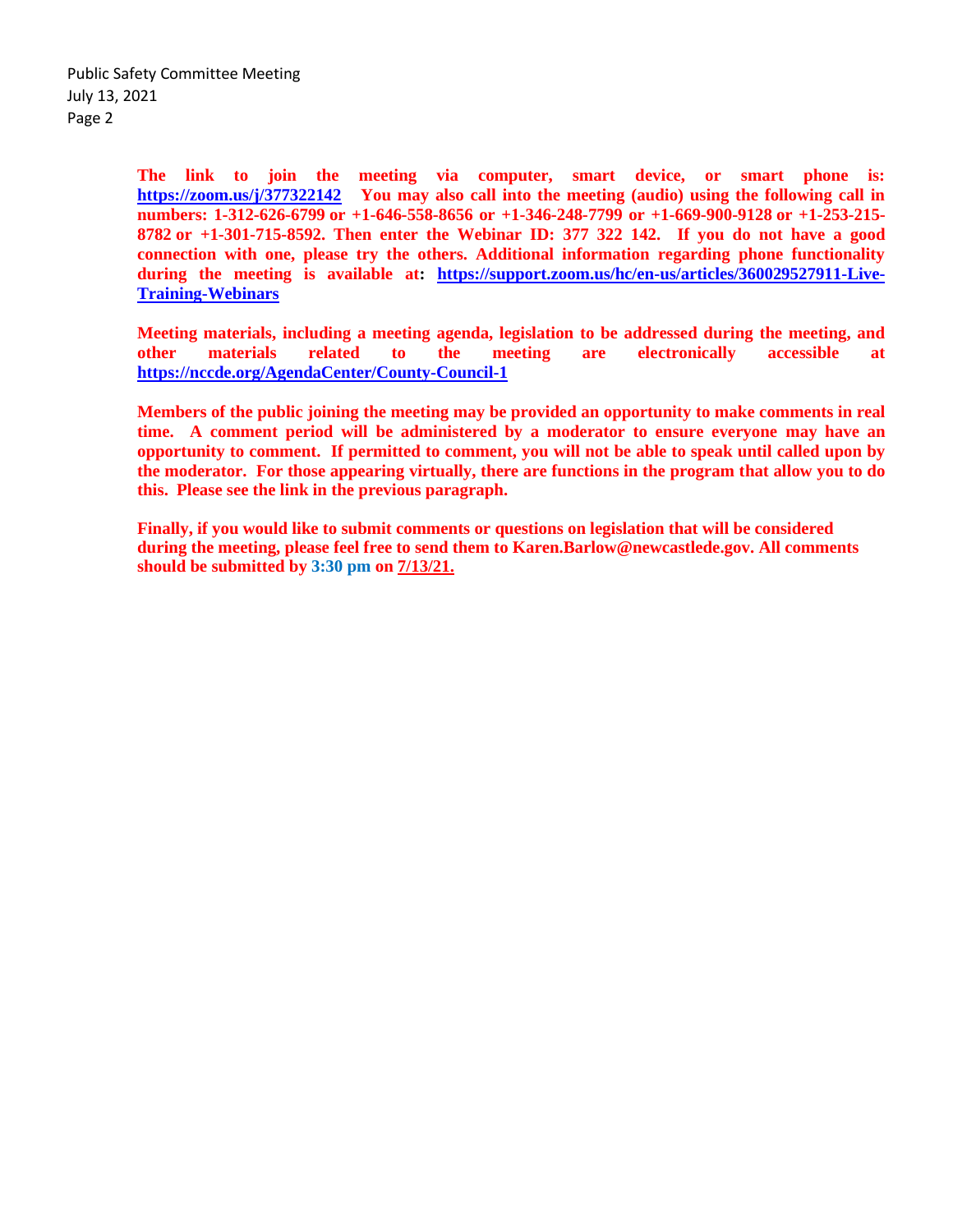**The link to join the meeting via computer, smart device, or smart phone is: https://zoom.us/j/377322142 You may also call into the meeting (audio) using the following call in numbers: 1-312-626-6799 or +1-646-558-8656 or +1-346-248-7799 or +1-669-900-9128 or +1-253-215-8782 or +1-301-715-8592. Then enter the Webinar ID: 377 322 142. If you do not have a good connection with one, please try the others. Additional information regarding phone functionality during the meeting is available at: https://support.zoom.us/hc/en-us/articles/360029527911-Live-Training-Webinars**

**Meeting materials, including a meeting agenda, legislation to be addressed during the meeting, and other materials related to the meeting are electronically accessible at https://nccde.org/AgendaCenter/County-Council-1**

**Members of the public joining the meeting may be provided an opportunity to make comments in real time. A comment period will be administered by a moderator to ensure everyone may have an opportunity to comment. If permitted to comment, you will not be able to speak until called upon by the moderator. For those appearing virtually, there are functions in the program that allow you to do this. Please see the link in the previous paragraph.**

**Finally, if you would like to submit comments or questions on legislation that will be considered during the meeting, please feel free to send them to Karen.Barlow@newcastlede.gov. All comments should be submitted by 3:30 pm on 7/13/21.**